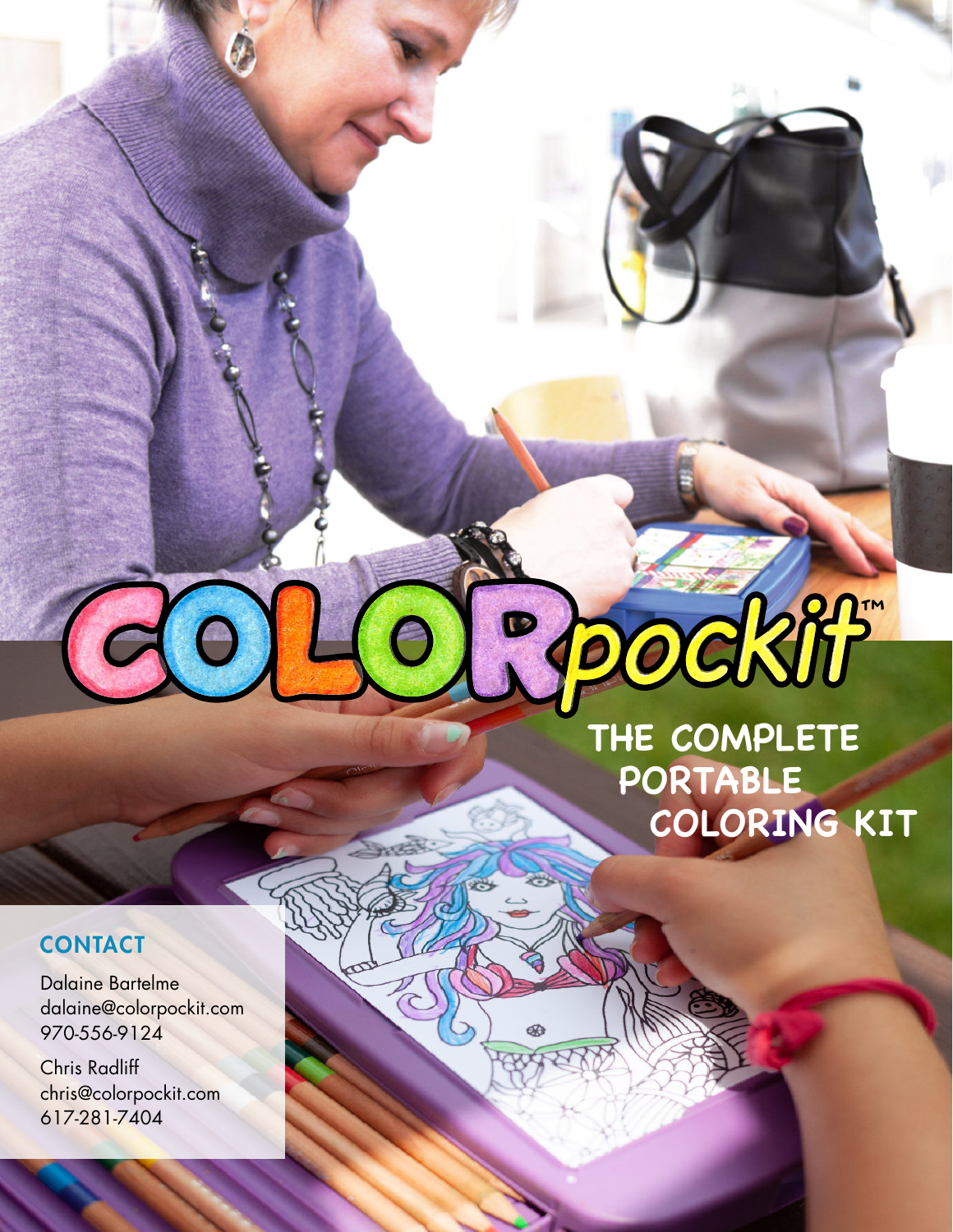# COLORpockit™

## THE COMPLETE PORTABLE COLORING KIT

### CONTACT

Dalaine Bartelme
dalaine@colorpockit.com
970-556-9124

Chris Radliff
chris@colorpockit.com
617-281-7404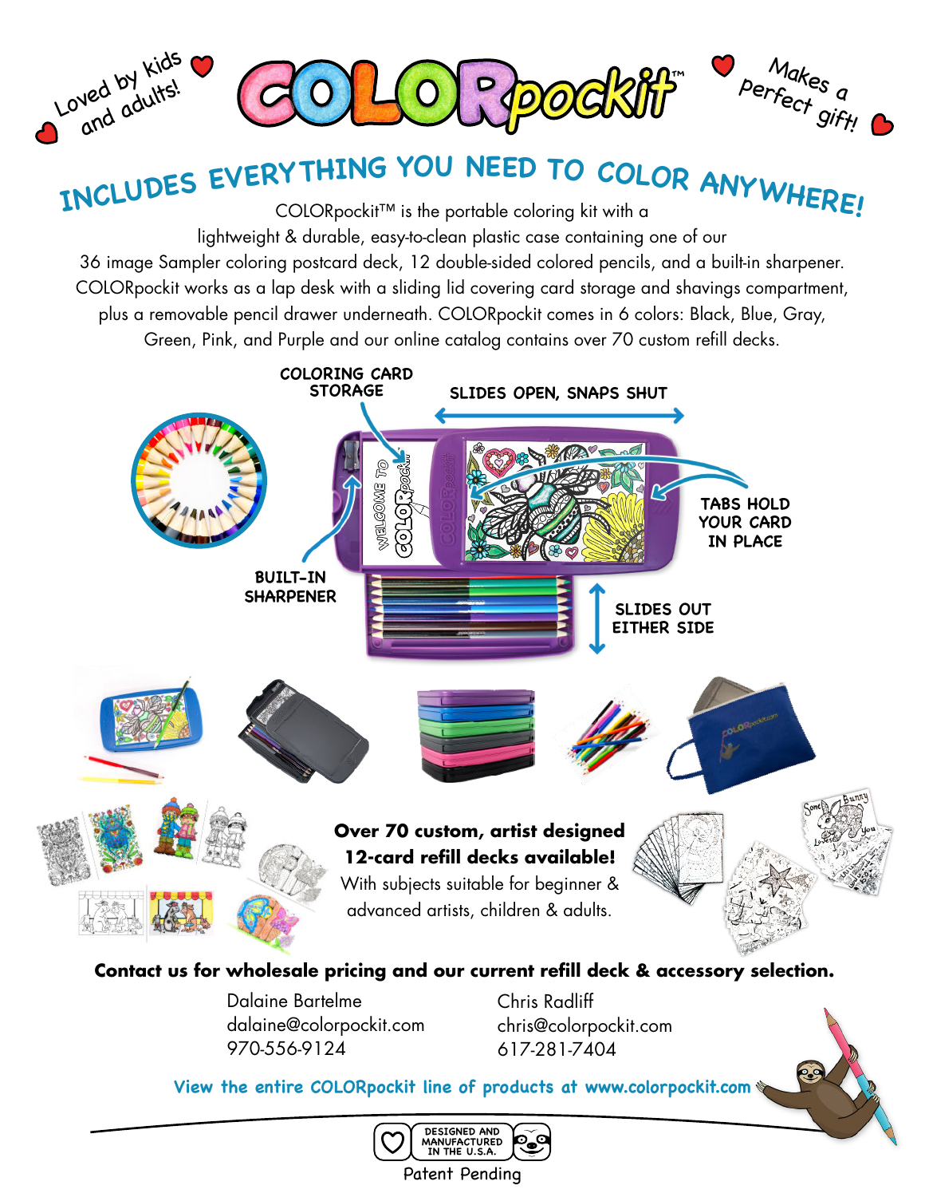Loved by kids and adults!

# COLORpockit™

Makes a perfect gift!

## INCLUDES EVERYTHING YOU NEED TO COLOR ANYWHERE!

COLORpockit™ is the portable coloring kit with a lightweight & durable, easy-to-clean plastic case containing one of our 36 image Sampler coloring postcard deck, 12 double-sided colored pencils, and a built-in sharpener. COLORpockit works as a lap desk with a sliding lid covering card storage and shavings compartment, plus a removable pencil drawer underneath. COLORpockit comes in 6 colors: Black, Blue, Gray, Green, Pink, and Purple and our online catalog contains over 70 custom refill decks.

COLORING CARD STORAGE

SLIDES OPEN, SNAPS SHUT

TABS HOLD YOUR CARD IN PLACE

BUILT-IN SHARPENER

SLIDES OUT EITHER SIDE

**Over 70 custom, artist designed 12-card refill decks available!**
With subjects suitable for beginner & advanced artists, children & adults.

**Contact us for wholesale pricing and our current refill deck & accessory selection.**

Dalaine Bartelme
dalaine@colorpockit.com
970-556-9124

Chris Radliff
chris@colorpockit.com
617-281-7404

**View the entire COLORpockit line of products at www.colorpockit.com**

DESIGNED AND MANUFACTURED IN THE U.S.A.

Patent Pending